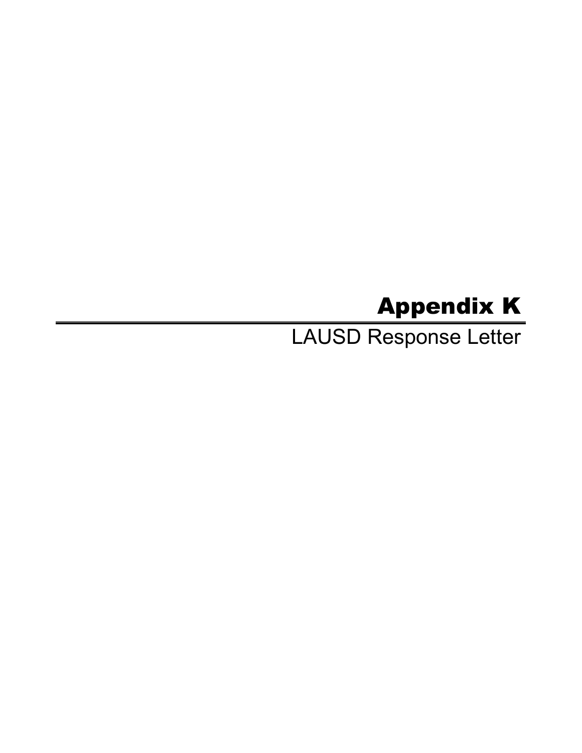# Appendix K

LAUSD Response Letter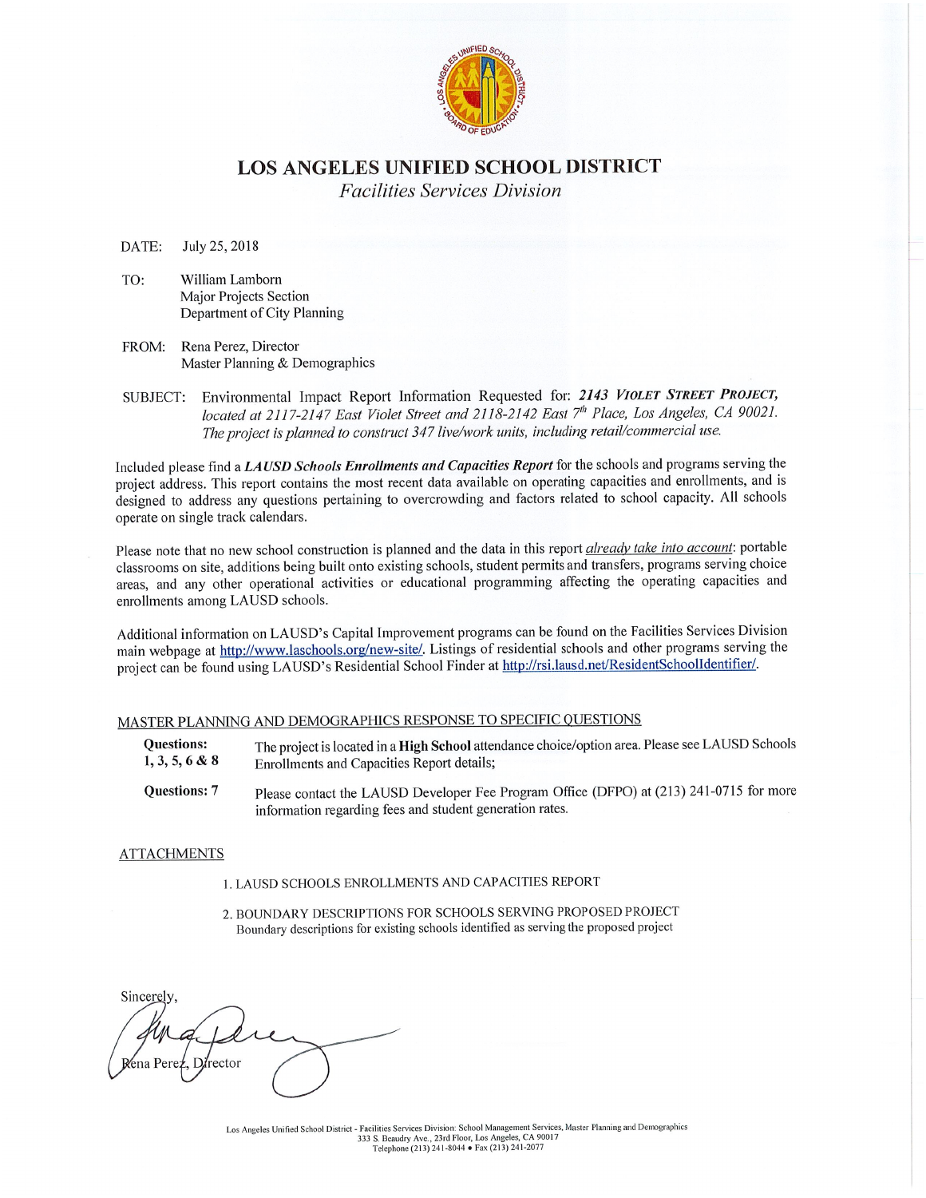# LOS ANGELES UNIFIED SCHOOL DISTRICT

*Facilities Services Division*

DATE: July 25, 2018

TO: William Lamborn
Major Projects Section
Department of City Planning

FROM: Rena Perez, Director
Master Planning & Demographics

SUBJECT: Environmental Impact Report Information Requested for: ***2143 VIOLET STREET PROJECT,*** *located at 2117-2147 East Violet Street and 2118-2142 East 7th Place, Los Angeles, CA 90021. The project is planned to construct 347 live/work units, including retail/commercial use.*

Included please find a ***LAUSD Schools Enrollments and Capacities Report*** for the schools and programs serving the project address. This report contains the most recent data available on operating capacities and enrollments, and is designed to address any questions pertaining to overcrowding and factors related to school capacity. All schools operate on single track calendars.

Please note that no new school construction is planned and the data in this report *already take into account*: portable classrooms on site, additions being built onto existing schools, student permits and transfers, programs serving choice areas, and any other operational activities or educational programming affecting the operating capacities and enrollments among LAUSD schools.

Additional information on LAUSD's Capital Improvement programs can be found on the Facilities Services Division main webpage at http://www.laschools.org/new-site/. Listings of residential schools and other programs serving the project can be found using LAUSD's Residential School Finder at http://rsi.lausd.net/ResidentSchoolIdentifier/.

## MASTER PLANNING AND DEMOGRAPHICS RESPONSE TO SPECIFIC QUESTIONS

**Questions: 1, 3, 5, 6 & 8** — The project is located in a **High School** attendance choice/option area. Please see LAUSD Schools Enrollments and Capacities Report details;

**Questions: 7** — Please contact the LAUSD Developer Fee Program Office (DFPO) at (213) 241-0715 for more information regarding fees and student generation rates.

## ATTACHMENTS

1. LAUSD SCHOOLS ENROLLMENTS AND CAPACITIES REPORT
2. BOUNDARY DESCRIPTIONS FOR SCHOOLS SERVING PROPOSED PROJECT
   Boundary descriptions for existing schools identified as serving the proposed project

Sincerely,

Rena Perez, Director

Los Angeles Unified School District - Facilities Services Division: School Management Services, Master Planning and Demographics
333 S. Beaudry Ave., 23rd Floor, Los Angeles, CA 90017
Telephone (213) 241-8044 • Fax (213) 241-2077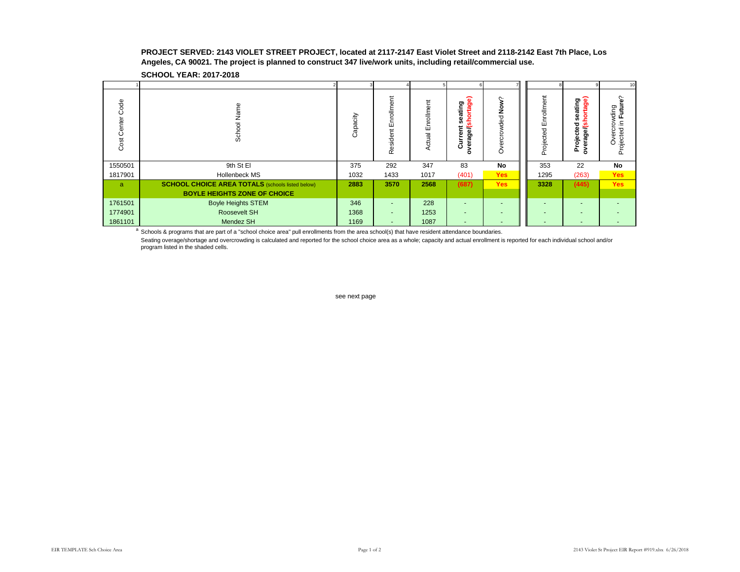**PROJECT SERVED: 2143 VIOLET STREET PROJECT, located at 2117-2147 East Violet Street and 2118-2142 East 7th Place, Los Angeles, CA 90021. The project is planned to construct 347 live/work units, including retail/commercial use.**

**SCHOOL YEAR: 2017-2018**

| 1 | 2 | 3 | 4 | 5 | 6 | 7 | 8 | 9 | 10 |
|---|---|---|---|---|---|---|---|---|---|
| Cost Center Code | School Name | Capacity | Resident Enrollment | Actual Enrollment | **Current seating overage/(shortage)** | Overcrowded **Now**? | Projected Enrollment | **Projected seating overage/(shortage)** | Overcrowding Projected in **Future**? |
| 1550501 | 9th St El | 375 | 292 | 347 | 83 | **No** | 353 | 22 | **No** |
| 1817901 | Hollenbeck MS | 1032 | 1433 | 1017 | (401) | **Yes** | 1295 | (263) | **Yes** |
| a | **SCHOOL CHOICE AREA TOTALS** (schools listed below) **BOYLE HEIGHTS ZONE OF CHOICE** | **2883** | **3570** | **2568** | **(687)** | **Yes** | **3328** | **(445)** | **Yes** |
| 1761501 | Boyle Heights STEM | 346 | - | 228 | - | - | - | - | - |
| 1774901 | Roosevelt SH | 1368 | - | 1253 | - | - | - | - | - |
| 1861101 | Mendez SH | 1169 | - | 1087 | - | - | - | - | - |

[a] Schools & programs that are part of a "school choice area" pull enrollments from the area school(s) that have resident attendance boundaries.

Seating overage/shortage and overcrowding is calculated and reported for the school choice area as a whole; capacity and actual enrollment is reported for each individual school and/or program listed in the shaded cells.

see next page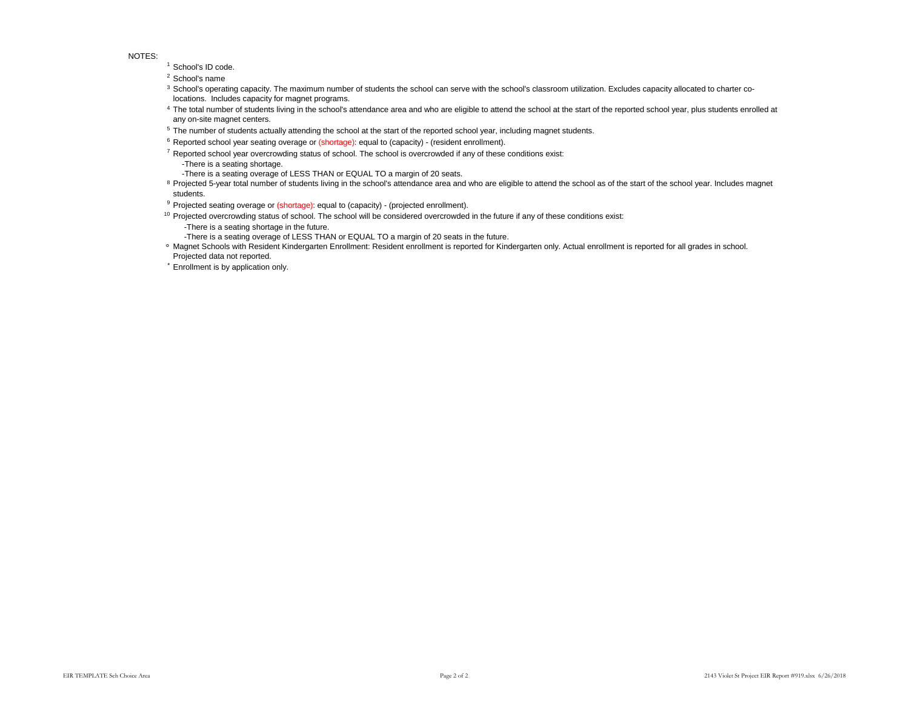NOTES:

[1] School's ID code.

[2] School's name

[3] School's operating capacity. The maximum number of students the school can serve with the school's classroom utilization. Excludes capacity allocated to charter co-locations. Includes capacity for magnet programs.

[4] The total number of students living in the school's attendance area and who are eligible to attend the school at the start of the reported school year, plus students enrolled at any on-site magnet centers.

[5] The number of students actually attending the school at the start of the reported school year, including magnet students.

[6] Reported school year seating overage or (shortage): equal to (capacity) - (resident enrollment).

[7] Reported school year overcrowding status of school. The school is overcrowded if any of these conditions exist:
- -There is a seating shortage.
- -There is a seating overage of LESS THAN or EQUAL TO a margin of 20 seats.

[8] Projected 5-year total number of students living in the school's attendance area and who are eligible to attend the school as of the start of the school year. Includes magnet students.

[9] Projected seating overage or (shortage): equal to (capacity) - (projected enrollment).

[10] Projected overcrowding status of school. The school will be considered overcrowded in the future if any of these conditions exist:
- -There is a seating shortage in the future.
- -There is a seating overage of LESS THAN or EQUAL TO a margin of 20 seats in the future.

° Magnet Schools with Resident Kindergarten Enrollment: Resident enrollment is reported for Kindergarten only. Actual enrollment is reported for all grades in school. Projected data not reported.

* Enrollment is by application only.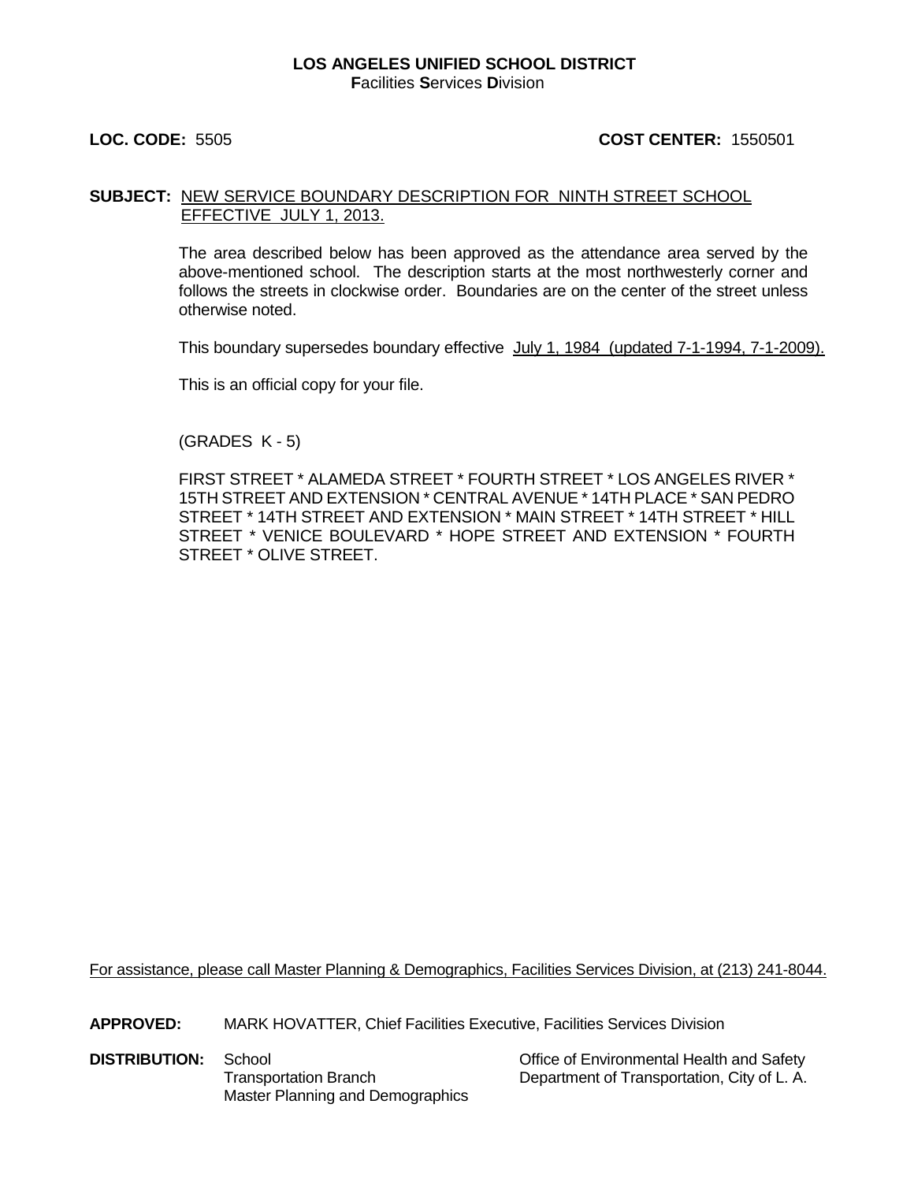**LOS ANGELES UNIFIED SCHOOL DISTRICT**
**F**acilities **S**ervices **D**ivision

**LOC. CODE:** 5505 **COST CENTER:** 1550501

**SUBJECT:** NEW SERVICE BOUNDARY DESCRIPTION FOR NINTH STREET SCHOOL EFFECTIVE JULY 1, 2013.

The area described below has been approved as the attendance area served by the above-mentioned school. The description starts at the most northwesterly corner and follows the streets in clockwise order. Boundaries are on the center of the street unless otherwise noted.

This boundary supersedes boundary effective July 1, 1984 (updated 7-1-1994, 7-1-2009).

This is an official copy for your file.

(GRADES K - 5)

FIRST STREET * ALAMEDA STREET * FOURTH STREET * LOS ANGELES RIVER * 15TH STREET AND EXTENSION * CENTRAL AVENUE * 14TH PLACE * SAN PEDRO STREET * 14TH STREET AND EXTENSION * MAIN STREET * 14TH STREET * HILL STREET * VENICE BOULEVARD * HOPE STREET AND EXTENSION * FOURTH STREET * OLIVE STREET.

For assistance, please call Master Planning & Demographics, Facilities Services Division, at (213) 241-8044.

**APPROVED:** MARK HOVATTER, Chief Facilities Executive, Facilities Services Division

**DISTRIBUTION:** School
Transportation Branch
Master Planning and Demographics
Office of Environmental Health and Safety
Department of Transportation, City of L. A.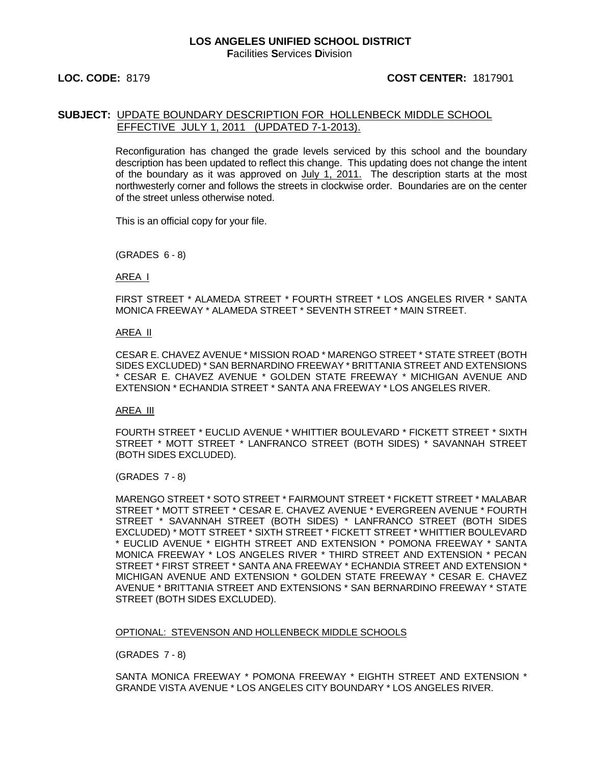**LOS ANGELES UNIFIED SCHOOL DISTRICT**
**F**acilities **S**ervices **D**ivision

**LOC. CODE:** 8179 **COST CENTER:** 1817901

**SUBJECT:** UPDATE BOUNDARY DESCRIPTION FOR HOLLENBECK MIDDLE SCHOOL EFFECTIVE JULY 1, 2011 (UPDATED 7-1-2013).

Reconfiguration has changed the grade levels serviced by this school and the boundary description has been updated to reflect this change. This updating does not change the intent of the boundary as it was approved on July 1, 2011. The description starts at the most northwesterly corner and follows the streets in clockwise order. Boundaries are on the center of the street unless otherwise noted.

This is an official copy for your file.

(GRADES 6 - 8)

AREA I

FIRST STREET * ALAMEDA STREET * FOURTH STREET * LOS ANGELES RIVER * SANTA MONICA FREEWAY * ALAMEDA STREET * SEVENTH STREET * MAIN STREET.

AREA II

CESAR E. CHAVEZ AVENUE * MISSION ROAD * MARENGO STREET * STATE STREET (BOTH SIDES EXCLUDED) * SAN BERNARDINO FREEWAY * BRITTANIA STREET AND EXTENSIONS * CESAR E. CHAVEZ AVENUE * GOLDEN STATE FREEWAY * MICHIGAN AVENUE AND EXTENSION * ECHANDIA STREET * SANTA ANA FREEWAY * LOS ANGELES RIVER.

AREA III

FOURTH STREET * EUCLID AVENUE * WHITTIER BOULEVARD * FICKETT STREET * SIXTH STREET * MOTT STREET * LANFRANCO STREET (BOTH SIDES) * SAVANNAH STREET (BOTH SIDES EXCLUDED).

(GRADES 7 - 8)

MARENGO STREET * SOTO STREET * FAIRMOUNT STREET * FICKETT STREET * MALABAR STREET * MOTT STREET * CESAR E. CHAVEZ AVENUE * EVERGREEN AVENUE * FOURTH STREET * SAVANNAH STREET (BOTH SIDES) * LANFRANCO STREET (BOTH SIDES EXCLUDED) * MOTT STREET * SIXTH STREET * FICKETT STREET * WHITTIER BOULEVARD * EUCLID AVENUE * EIGHTH STREET AND EXTENSION * POMONA FREEWAY * SANTA MONICA FREEWAY * LOS ANGELES RIVER * THIRD STREET AND EXTENSION * PECAN STREET * FIRST STREET * SANTA ANA FREEWAY * ECHANDIA STREET AND EXTENSION * MICHIGAN AVENUE AND EXTENSION * GOLDEN STATE FREEWAY * CESAR E. CHAVEZ AVENUE * BRITTANIA STREET AND EXTENSIONS * SAN BERNARDINO FREEWAY * STATE STREET (BOTH SIDES EXCLUDED).

OPTIONAL: STEVENSON AND HOLLENBECK MIDDLE SCHOOLS

(GRADES 7 - 8)

SANTA MONICA FREEWAY * POMONA FREEWAY * EIGHTH STREET AND EXTENSION * GRANDE VISTA AVENUE * LOS ANGELES CITY BOUNDARY * LOS ANGELES RIVER.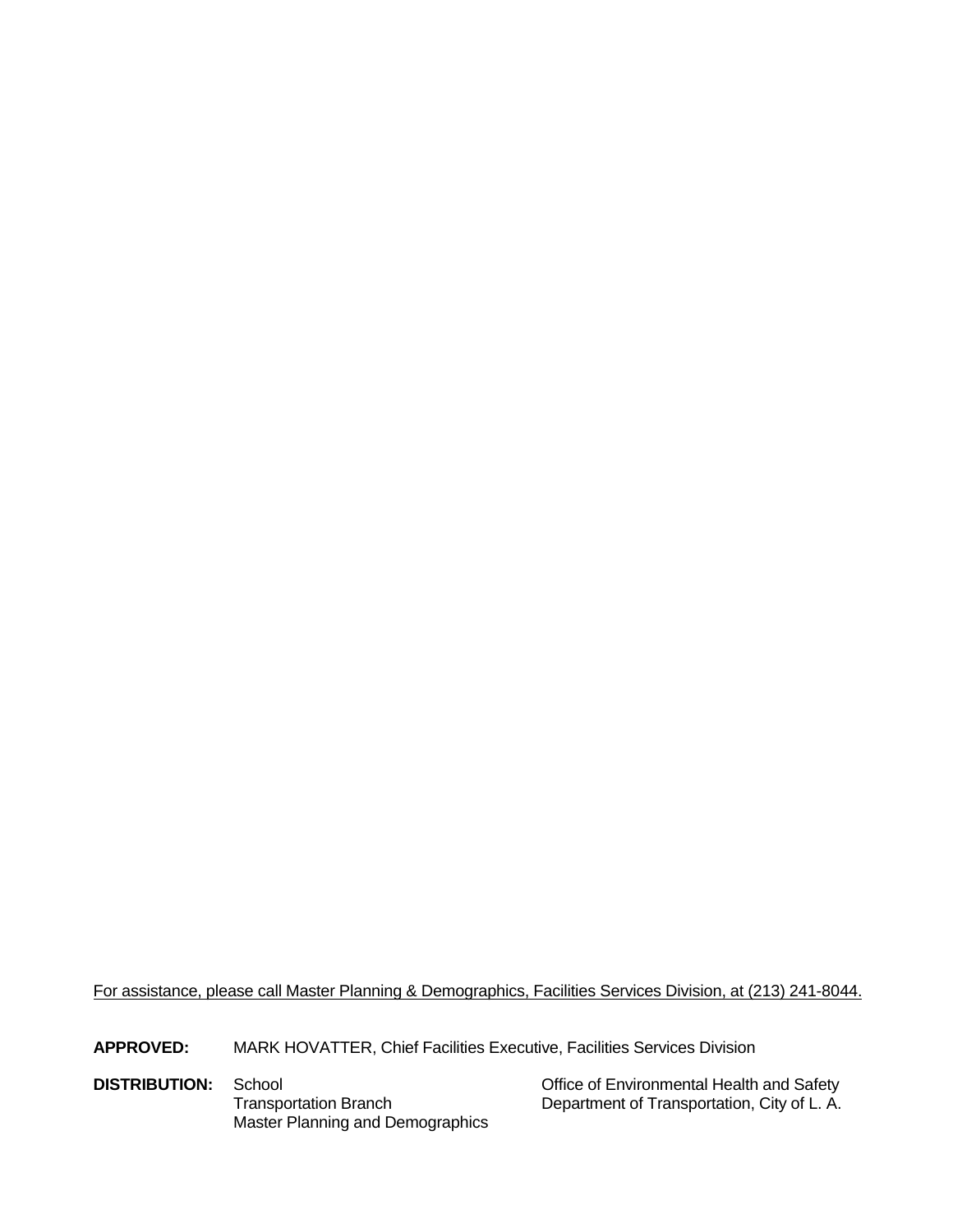For assistance, please call Master Planning & Demographics, Facilities Services Division, at (213) 241-8044.

**APPROVED:** MARK HOVATTER, Chief Facilities Executive, Facilities Services Division

**DISTRIBUTION:**

- School
- Transportation Branch
- Master Planning and Demographics
- Office of Environmental Health and Safety
- Department of Transportation, City of L. A.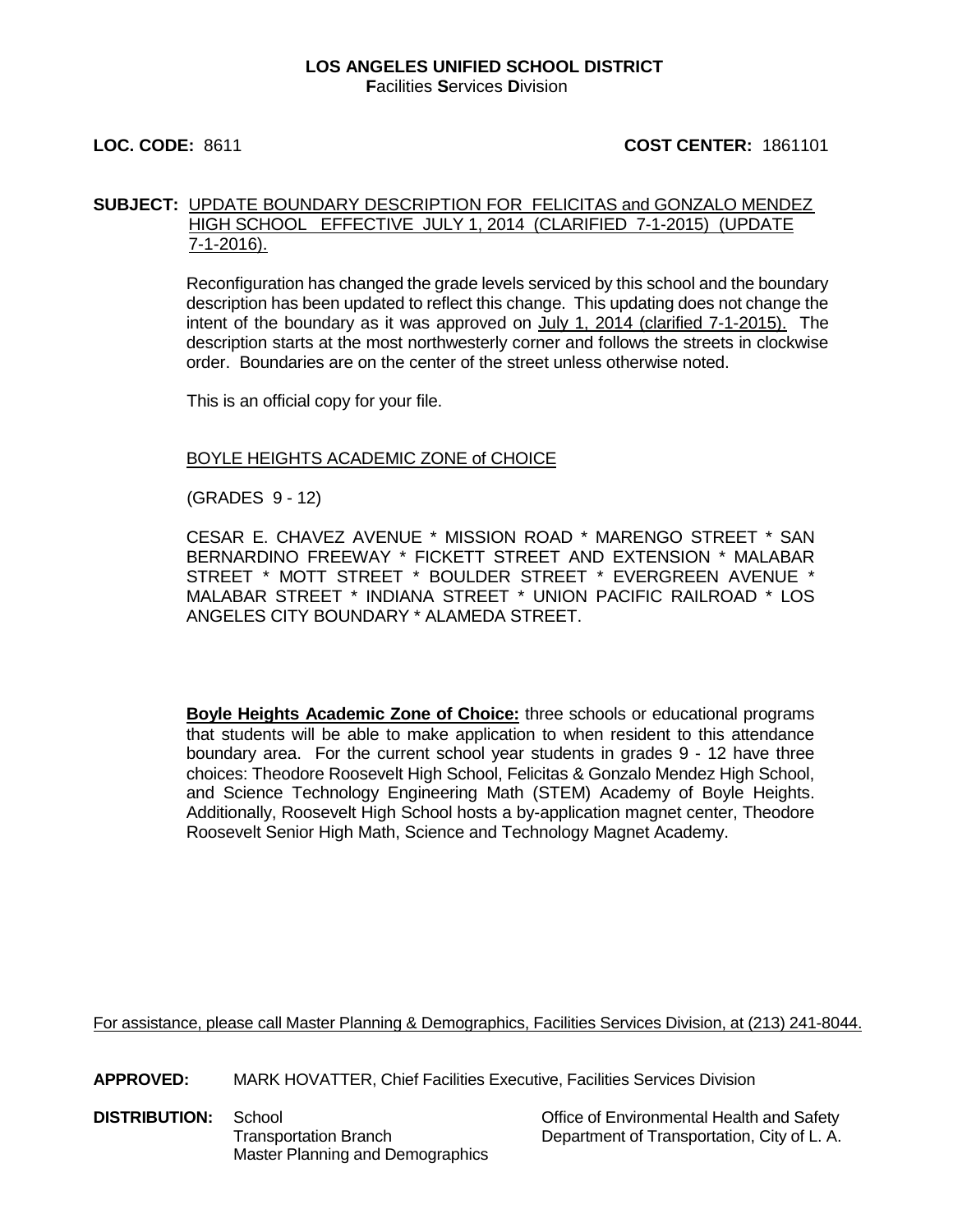**LOS ANGELES UNIFIED SCHOOL DISTRICT**
**F**acilities **S**ervices **D**ivision

**LOC. CODE:** 8611 **COST CENTER:** 1861101

**SUBJECT:** UPDATE BOUNDARY DESCRIPTION FOR FELICITAS and GONZALO MENDEZ HIGH SCHOOL EFFECTIVE JULY 1, 2014 (CLARIFIED 7-1-2015) (UPDATE 7-1-2016).

Reconfiguration has changed the grade levels serviced by this school and the boundary description has been updated to reflect this change. This updating does not change the intent of the boundary as it was approved on July 1, 2014 (clarified 7-1-2015). The description starts at the most northwesterly corner and follows the streets in clockwise order. Boundaries are on the center of the street unless otherwise noted.

This is an official copy for your file.

BOYLE HEIGHTS ACADEMIC ZONE of CHOICE

(GRADES 9 - 12)

CESAR E. CHAVEZ AVENUE * MISSION ROAD * MARENGO STREET * SAN BERNARDINO FREEWAY * FICKETT STREET AND EXTENSION * MALABAR STREET * MOTT STREET * BOULDER STREET * EVERGREEN AVENUE * MALABAR STREET * INDIANA STREET * UNION PACIFIC RAILROAD * LOS ANGELES CITY BOUNDARY * ALAMEDA STREET.

**Boyle Heights Academic Zone of Choice:** three schools or educational programs that students will be able to make application to when resident to this attendance boundary area. For the current school year students in grades 9 - 12 have three choices: Theodore Roosevelt High School, Felicitas & Gonzalo Mendez High School, and Science Technology Engineering Math (STEM) Academy of Boyle Heights. Additionally, Roosevelt High School hosts a by-application magnet center, Theodore Roosevelt Senior High Math, Science and Technology Magnet Academy.

For assistance, please call Master Planning & Demographics, Facilities Services Division, at (213) 241-8044.

**APPROVED:** MARK HOVATTER, Chief Facilities Executive, Facilities Services Division

**DISTRIBUTION:** School
Transportation Branch
Master Planning and Demographics
Office of Environmental Health and Safety
Department of Transportation, City of L. A.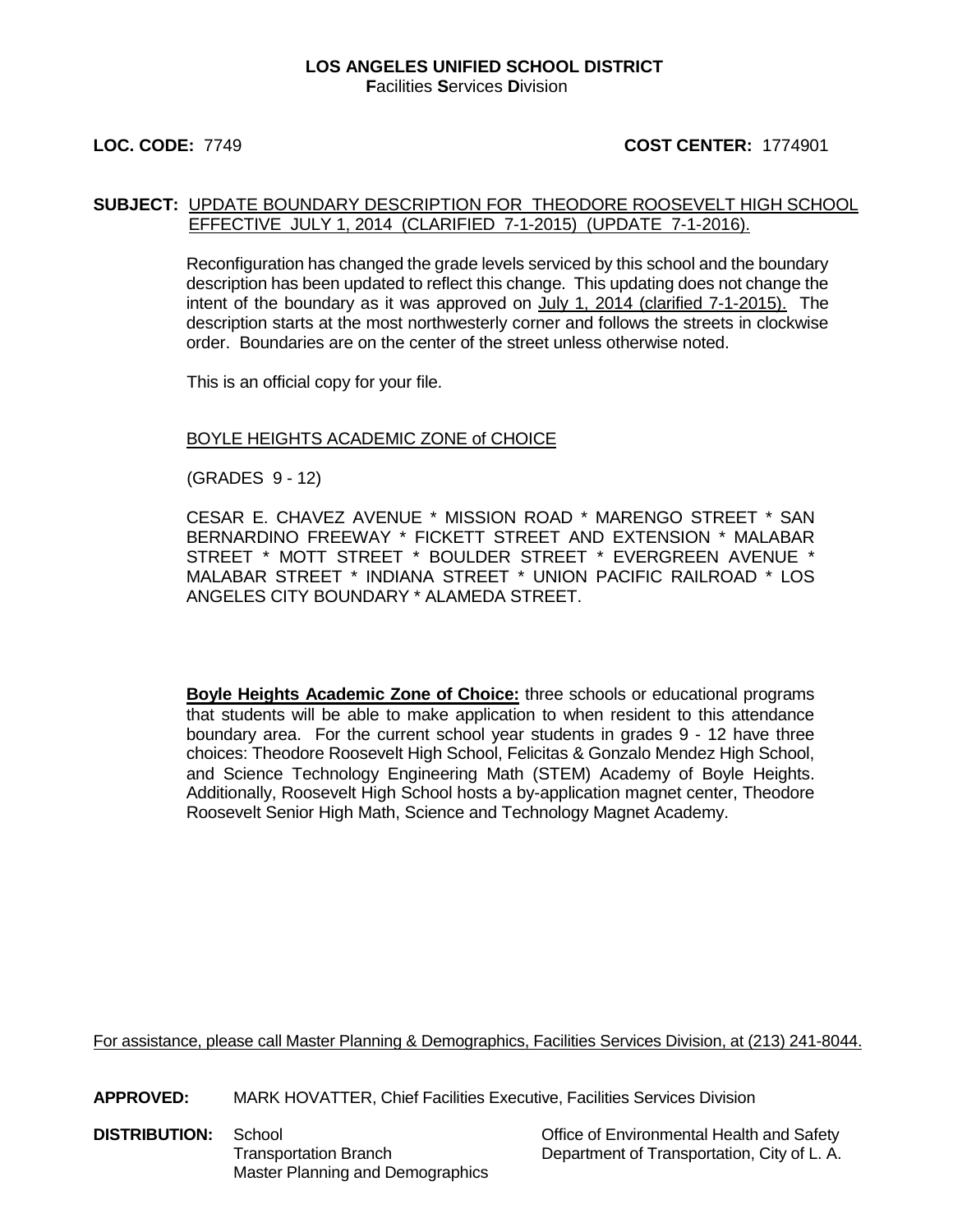**LOS ANGELES UNIFIED SCHOOL DISTRICT**
**F**acilities **S**ervices **D**ivision

**LOC. CODE:** 7749 **COST CENTER:** 1774901

**SUBJECT:** UPDATE BOUNDARY DESCRIPTION FOR THEODORE ROOSEVELT HIGH SCHOOL EFFECTIVE JULY 1, 2014 (CLARIFIED 7-1-2015) (UPDATE 7-1-2016).

Reconfiguration has changed the grade levels serviced by this school and the boundary description has been updated to reflect this change. This updating does not change the intent of the boundary as it was approved on July 1, 2014 (clarified 7-1-2015). The description starts at the most northwesterly corner and follows the streets in clockwise order. Boundaries are on the center of the street unless otherwise noted.

This is an official copy for your file.

BOYLE HEIGHTS ACADEMIC ZONE of CHOICE

(GRADES 9 - 12)

CESAR E. CHAVEZ AVENUE * MISSION ROAD * MARENGO STREET * SAN BERNARDINO FREEWAY * FICKETT STREET AND EXTENSION * MALABAR STREET * MOTT STREET * BOULDER STREET * EVERGREEN AVENUE * MALABAR STREET * INDIANA STREET * UNION PACIFIC RAILROAD * LOS ANGELES CITY BOUNDARY * ALAMEDA STREET.

**Boyle Heights Academic Zone of Choice:** three schools or educational programs that students will be able to make application to when resident to this attendance boundary area. For the current school year students in grades 9 - 12 have three choices: Theodore Roosevelt High School, Felicitas & Gonzalo Mendez High School, and Science Technology Engineering Math (STEM) Academy of Boyle Heights. Additionally, Roosevelt High School hosts a by-application magnet center, Theodore Roosevelt Senior High Math, Science and Technology Magnet Academy.

For assistance, please call Master Planning & Demographics, Facilities Services Division, at (213) 241-8044.

**APPROVED:** MARK HOVATTER, Chief Facilities Executive, Facilities Services Division

**DISTRIBUTION:**
School
Transportation Branch
Master Planning and Demographics
Office of Environmental Health and Safety
Department of Transportation, City of L. A.